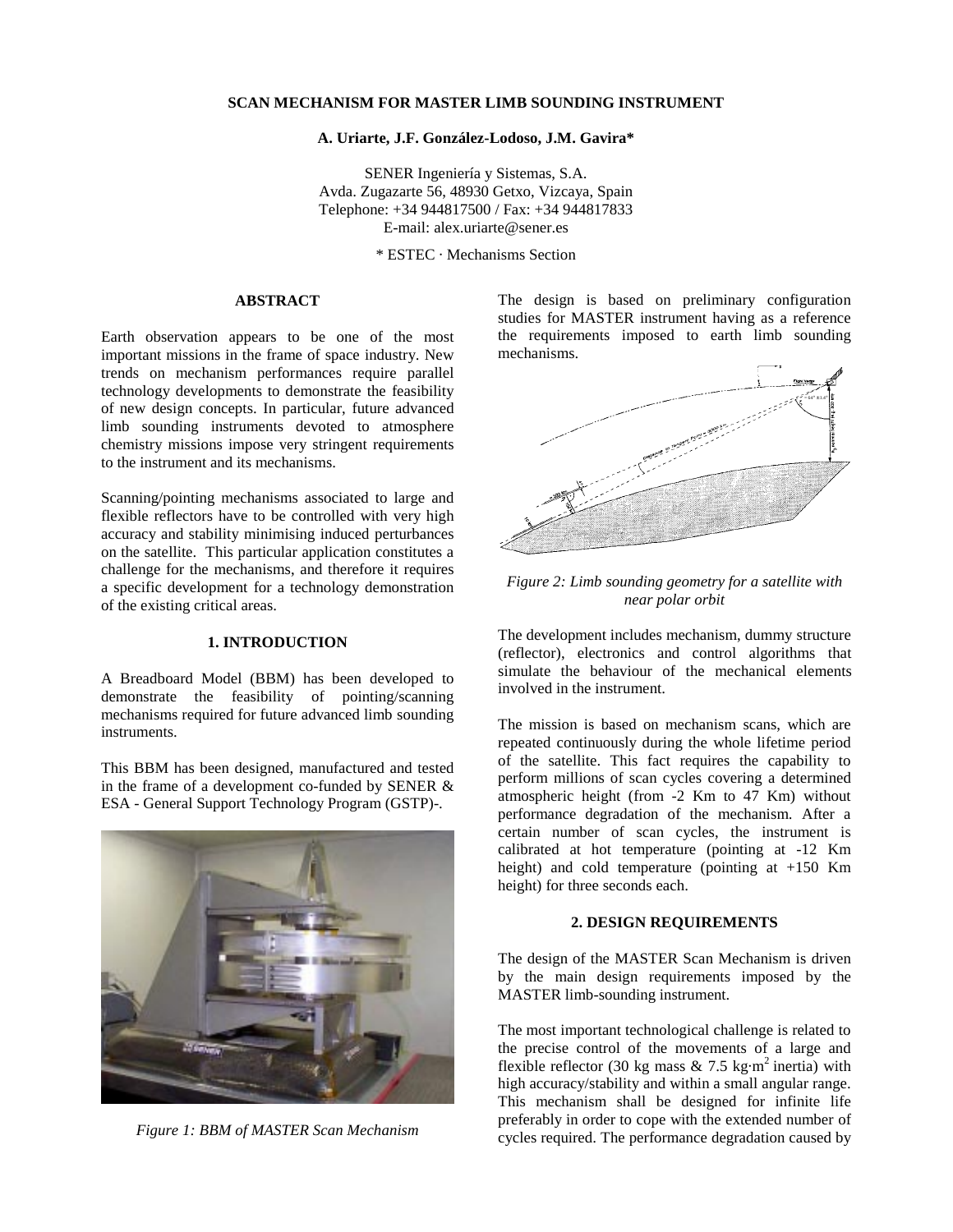# SCAN MECHANISM FOR MASTER LIMB SOUNDING INSTRUMENT

**A. Uriarte, J.F. González-Lodoso, J.M. Gavira***

SENER Ingeniería y Sistemas, S.A.
Avda. Zugazarte 56, 48930 Getxo, Vizcaya, Spain
Telephone: +34 944817500 / Fax: +34 944817833
E-mail: alex.uriarte@sener.es

\* ESTEC · Mechanisms Section

## ABSTRACT

Earth observation appears to be one of the most important missions in the frame of space industry. New trends on mechanism performances require parallel technology developments to demonstrate the feasibility of new design concepts. In particular, future advanced limb sounding instruments devoted to atmosphere chemistry missions impose very stringent requirements to the instrument and its mechanisms.

Scanning/pointing mechanisms associated to large and flexible reflectors have to be controlled with very high accuracy and stability minimising induced perturbances on the satellite. This particular application constitutes a challenge for the mechanisms, and therefore it requires a specific development for a technology demonstration of the existing critical areas.

## 1. INTRODUCTION

A Breadboard Model (BBM) has been developed to demonstrate the feasibility of pointing/scanning mechanisms required for future advanced limb sounding instruments.

This BBM has been designed, manufactured and tested in the frame of a development co-funded by SENER & ESA - General Support Technology Program (GSTP)-.

*Figure 1: BBM of MASTER Scan Mechanism*

The design is based on preliminary configuration studies for MASTER instrument having as a reference the requirements imposed to earth limb sounding mechanisms.

*Figure 2: Limb sounding geometry for a satellite with near polar orbit*

The development includes mechanism, dummy structure (reflector), electronics and control algorithms that simulate the behaviour of the mechanical elements involved in the instrument.

The mission is based on mechanism scans, which are repeated continuously during the whole lifetime period of the satellite. This fact requires the capability to perform millions of scan cycles covering a determined atmospheric height (from -2 Km to 47 Km) without performance degradation of the mechanism. After a certain number of scan cycles, the instrument is calibrated at hot temperature (pointing at -12 Km height) and cold temperature (pointing at +150 Km height) for three seconds each.

## 2. DESIGN REQUIREMENTS

The design of the MASTER Scan Mechanism is driven by the main design requirements imposed by the MASTER limb-sounding instrument.

The most important technological challenge is related to the precise control of the movements of a large and flexible reflector (30 kg mass & 7.5 kg·m$^2$ inertia) with high accuracy/stability and within a small angular range. This mechanism shall be designed for infinite life preferably in order to cope with the extended number of cycles required. The performance degradation caused by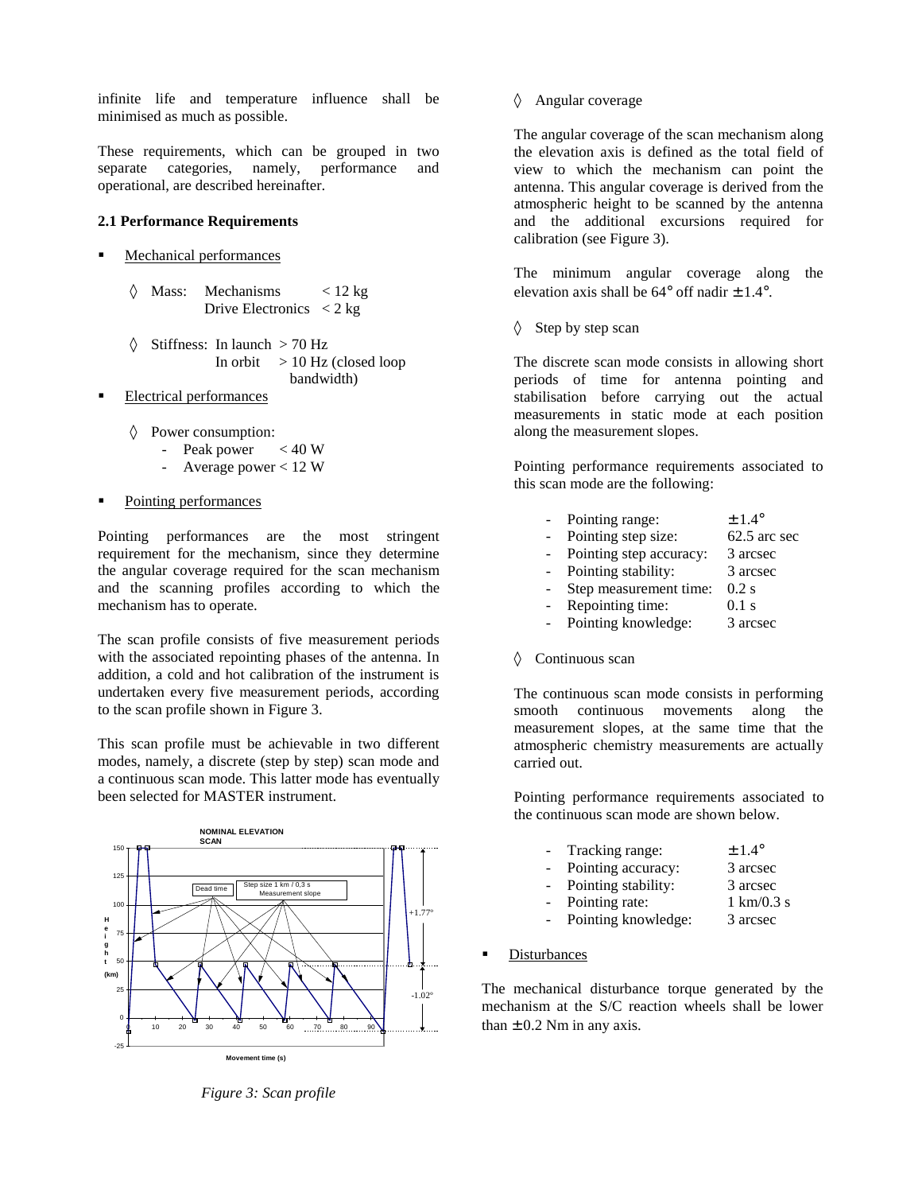infinite life and temperature influence shall be minimised as much as possible.

These requirements, which can be grouped in two separate categories, namely, performance and operational, are described hereinafter.

### 2.1 Performance Requirements

- Mechanical performances

  ◊ Mass: Mechanisms < 12 kg
  Drive Electronics < 2 kg

  ◊ Stiffness: In launch > 70 Hz
  In orbit > 10 Hz (closed loop bandwidth)

- Electrical performances

  ◊ Power consumption:
  - Peak power < 40 W
  - Average power < 12 W

- Pointing performances

Pointing performances are the most stringent requirement for the mechanism, since they determine the angular coverage required for the scan mechanism and the scanning profiles according to which the mechanism has to operate.

The scan profile consists of five measurement periods with the associated repointing phases of the antenna. In addition, a cold and hot calibration of the instrument is undertaken every five measurement periods, according to the scan profile shown in Figure 3.

This scan profile must be achievable in two different modes, namely, a discrete (step by step) scan mode and a continuous scan mode. This latter mode has eventually been selected for MASTER instrument.

*Figure 3: Scan profile*

◊ Angular coverage

The angular coverage of the scan mechanism along the elevation axis is defined as the total field of view to which the mechanism can point the antenna. This angular coverage is derived from the atmospheric height to be scanned by the antenna and the additional excursions required for calibration (see Figure 3).

The minimum angular coverage along the elevation axis shall be 64° off nadir ± 1.4°.

◊ Step by step scan

The discrete scan mode consists in allowing short periods of time for antenna pointing and stabilisation before carrying out the actual measurements in static mode at each position along the measurement slopes.

Pointing performance requirements associated to this scan mode are the following:

- Pointing range: ± 1.4°
- Pointing step size: 62.5 arc sec
- Pointing step accuracy: 3 arcsec
- Pointing stability: 3 arcsec
- Step measurement time: 0.2 s
- Repointing time: 0.1 s
- Pointing knowledge: 3 arcsec

◊ Continuous scan

The continuous scan mode consists in performing smooth continuous movements along the measurement slopes, at the same time that the atmospheric chemistry measurements are actually carried out.

Pointing performance requirements associated to the continuous scan mode are shown below.

- Tracking range: ± 1.4°
- Pointing accuracy: 3 arcsec
- Pointing stability: 3 arcsec
- Pointing rate: 1 km/0.3 s
- Pointing knowledge: 3 arcsec

- Disturbances

The mechanical disturbance torque generated by the mechanism at the S/C reaction wheels shall be lower than ± 0.2 Nm in any axis.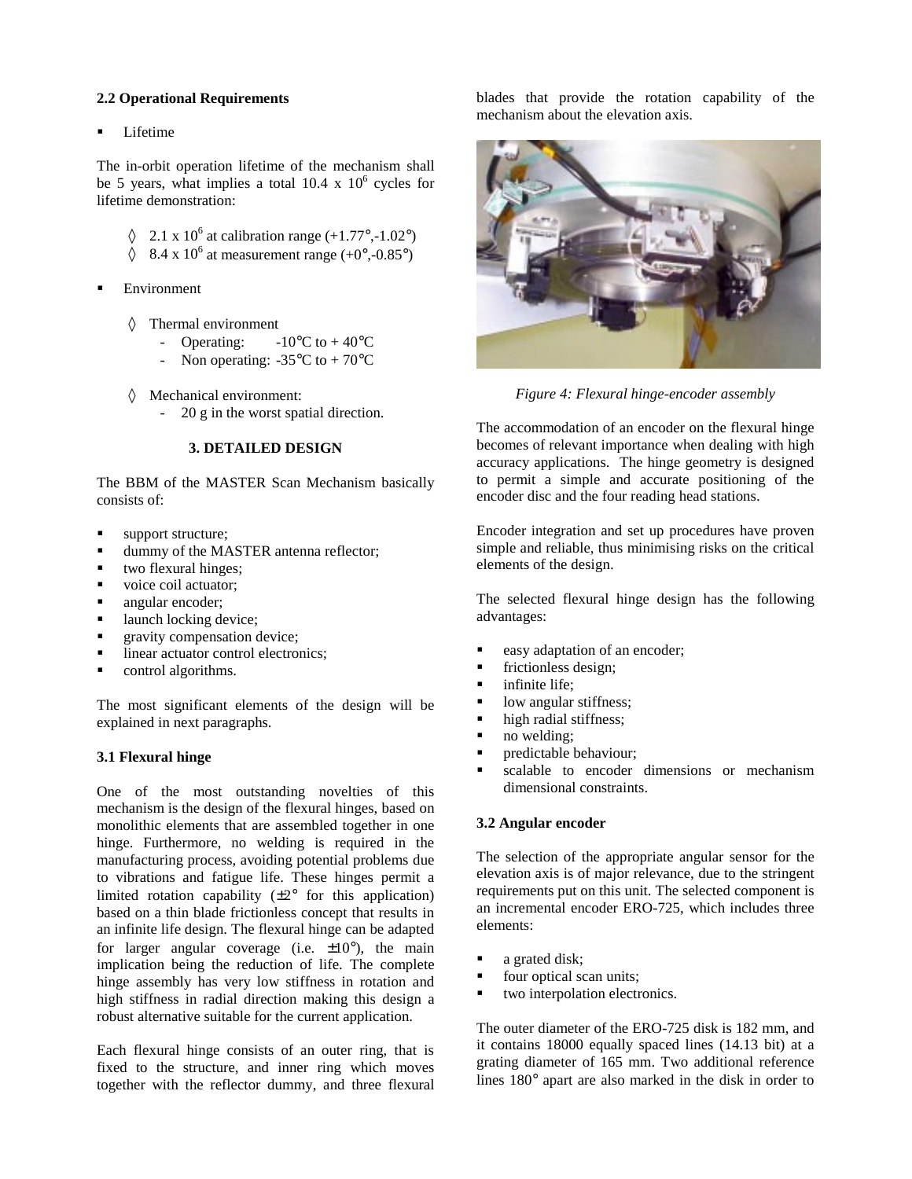### 2.2 Operational Requirements

- Lifetime

The in-orbit operation lifetime of the mechanism shall be 5 years, what implies a total 10.4 x $10^6$ cycles for lifetime demonstration:

  - ◊ 2.1 x $10^6$ at calibration range (+1.77°,-1.02°)
  - ◊ 8.4 x $10^6$ at measurement range (+0°,-0.85°)

- Environment

  - ◊ Thermal environment
    - Operating: -10°C to + 40°C
    - Non operating: -35°C to + 70°C

  - ◊ Mechanical environment:
    - 20 g in the worst spatial direction.

## 3. DETAILED DESIGN

The BBM of the MASTER Scan Mechanism basically consists of:

- support structure;
- dummy of the MASTER antenna reflector;
- two flexural hinges;
- voice coil actuator;
- angular encoder;
- launch locking device;
- gravity compensation device;
- linear actuator control electronics;
- control algorithms.

The most significant elements of the design will be explained in next paragraphs.

### 3.1 Flexural hinge

One of the most outstanding novelties of this mechanism is the design of the flexural hinges, based on monolithic elements that are assembled together in one hinge. Furthermore, no welding is required in the manufacturing process, avoiding potential problems due to vibrations and fatigue life. These hinges permit a limited rotation capability (±2° for this application) based on a thin blade frictionless concept that results in an infinite life design. The flexural hinge can be adapted for larger angular coverage (i.e. ±10°), the main implication being the reduction of life. The complete hinge assembly has very low stiffness in rotation and high stiffness in radial direction making this design a robust alternative suitable for the current application.

Each flexural hinge consists of an outer ring, that is fixed to the structure, and inner ring which moves together with the reflector dummy, and three flexural blades that provide the rotation capability of the mechanism about the elevation axis.

*Figure 4: Flexural hinge-encoder assembly*

The accommodation of an encoder on the flexural hinge becomes of relevant importance when dealing with high accuracy applications. The hinge geometry is designed to permit a simple and accurate positioning of the encoder disc and the four reading head stations.

Encoder integration and set up procedures have proven simple and reliable, thus minimising risks on the critical elements of the design.

The selected flexural hinge design has the following advantages:

- easy adaptation of an encoder;
- frictionless design;
- infinite life;
- low angular stiffness;
- high radial stiffness;
- no welding;
- predictable behaviour;
- scalable to encoder dimensions or mechanism dimensional constraints.

### 3.2 Angular encoder

The selection of the appropriate angular sensor for the elevation axis is of major relevance, due to the stringent requirements put on this unit. The selected component is an incremental encoder ERO-725, which includes three elements:

- a grated disk;
- four optical scan units;
- two interpolation electronics.

The outer diameter of the ERO-725 disk is 182 mm, and it contains 18000 equally spaced lines (14.13 bit) at a grating diameter of 165 mm. Two additional reference lines 180° apart are also marked in the disk in order to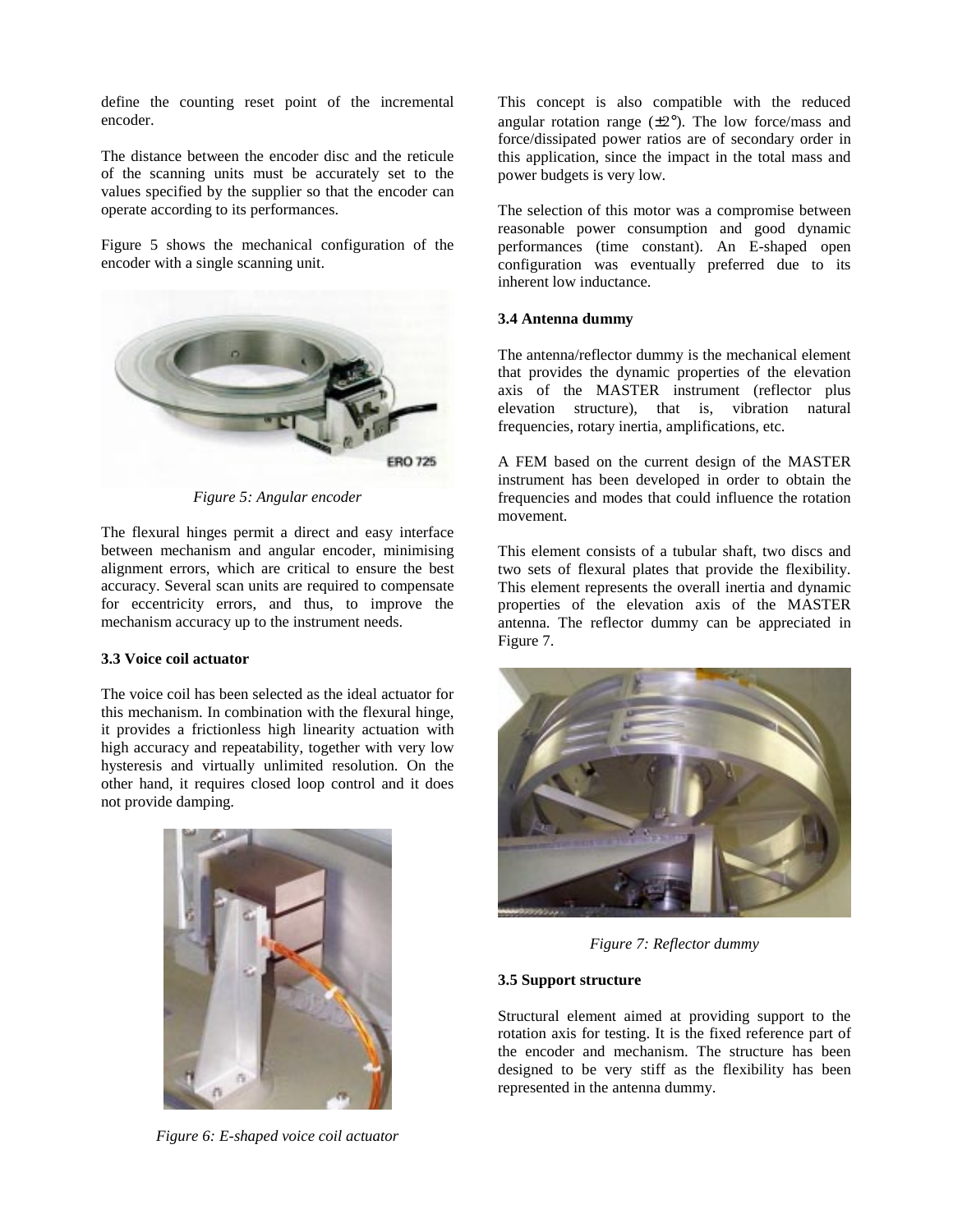define the counting reset point of the incremental encoder.

The distance between the encoder disc and the reticule of the scanning units must be accurately set to the values specified by the supplier so that the encoder can operate according to its performances.

Figure 5 shows the mechanical configuration of the encoder with a single scanning unit.

*Figure 5: Angular encoder*

The flexural hinges permit a direct and easy interface between mechanism and angular encoder, minimising alignment errors, which are critical to ensure the best accuracy. Several scan units are required to compensate for eccentricity errors, and thus, to improve the mechanism accuracy up to the instrument needs.

### 3.3 Voice coil actuator

The voice coil has been selected as the ideal actuator for this mechanism. In combination with the flexural hinge, it provides a frictionless high linearity actuation with high accuracy and repeatability, together with very low hysteresis and virtually unlimited resolution. On the other hand, it requires closed loop control and it does not provide damping.

*Figure 6: E-shaped voice coil actuator*

This concept is also compatible with the reduced angular rotation range (±2°). The low force/mass and force/dissipated power ratios are of secondary order in this application, since the impact in the total mass and power budgets is very low.

The selection of this motor was a compromise between reasonable power consumption and good dynamic performances (time constant). An E-shaped open configuration was eventually preferred due to its inherent low inductance.

### 3.4 Antenna dummy

The antenna/reflector dummy is the mechanical element that provides the dynamic properties of the elevation axis of the MASTER instrument (reflector plus elevation structure), that is, vibration natural frequencies, rotary inertia, amplifications, etc.

A FEM based on the current design of the MASTER instrument has been developed in order to obtain the frequencies and modes that could influence the rotation movement.

This element consists of a tubular shaft, two discs and two sets of flexural plates that provide the flexibility. This element represents the overall inertia and dynamic properties of the elevation axis of the MASTER antenna. The reflector dummy can be appreciated in Figure 7.

*Figure 7: Reflector dummy*

### 3.5 Support structure

Structural element aimed at providing support to the rotation axis for testing. It is the fixed reference part of the encoder and mechanism. The structure has been designed to be very stiff as the flexibility has been represented in the antenna dummy.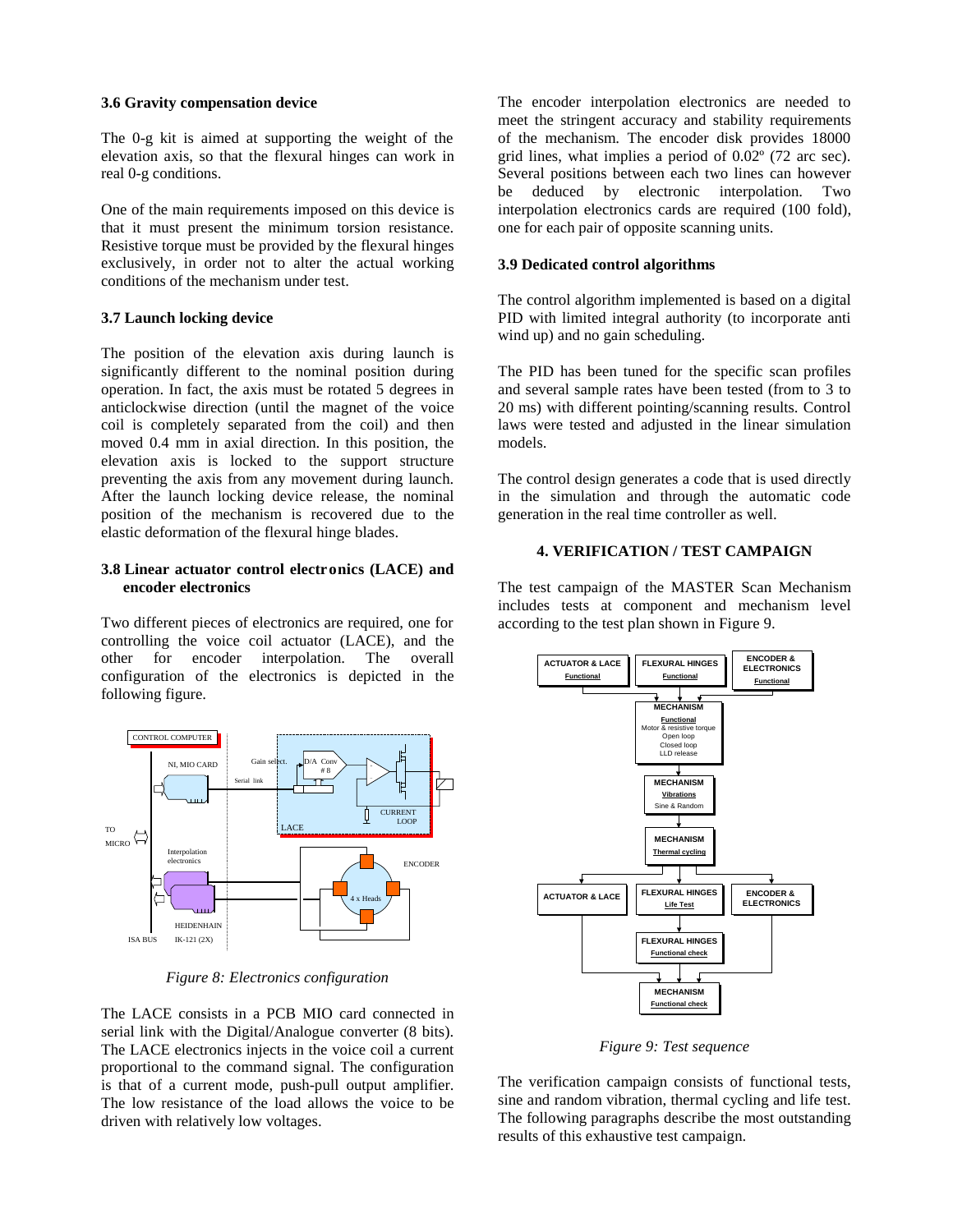### 3.6 Gravity compensation device

The 0-g kit is aimed at supporting the weight of the elevation axis, so that the flexural hinges can work in real 0-g conditions.

One of the main requirements imposed on this device is that it must present the minimum torsion resistance. Resistive torque must be provided by the flexural hinges exclusively, in order not to alter the actual working conditions of the mechanism under test.

### 3.7 Launch locking device

The position of the elevation axis during launch is significantly different to the nominal position during operation. In fact, the axis must be rotated 5 degrees in anticlockwise direction (until the magnet of the voice coil is completely separated from the coil) and then moved 0.4 mm in axial direction. In this position, the elevation axis is locked to the support structure preventing the axis from any movement during launch. After the launch locking device release, the nominal position of the mechanism is recovered due to the elastic deformation of the flexural hinge blades.

### 3.8 Linear actuator control electronics (LACE) and encoder electronics

Two different pieces of electronics are required, one for controlling the voice coil actuator (LACE), and the other for encoder interpolation. The overall configuration of the electronics is depicted in the following figure.

*Figure 8: Electronics configuration*

The LACE consists in a PCB MIO card connected in serial link with the Digital/Analogue converter (8 bits). The LACE electronics injects in the voice coil a current proportional to the command signal. The configuration is that of a current mode, push-pull output amplifier. The low resistance of the load allows the voice to be driven with relatively low voltages.

The encoder interpolation electronics are needed to meet the stringent accuracy and stability requirements of the mechanism. The encoder disk provides 18000 grid lines, what implies a period of 0.02º (72 arc sec). Several positions between each two lines can however be deduced by electronic interpolation. Two interpolation electronics cards are required (100 fold), one for each pair of opposite scanning units.

### 3.9 Dedicated control algorithms

The control algorithm implemented is based on a digital PID with limited integral authority (to incorporate anti wind up) and no gain scheduling.

The PID has been tuned for the specific scan profiles and several sample rates have been tested (from to 3 to 20 ms) with different pointing/scanning results. Control laws were tested and adjusted in the linear simulation models.

The control design generates a code that is used directly in the simulation and through the automatic code generation in the real time controller as well.

## 4. VERIFICATION / TEST CAMPAIGN

The test campaign of the MASTER Scan Mechanism includes tests at component and mechanism level according to the test plan shown in Figure 9.

*Figure 9: Test sequence*

The verification campaign consists of functional tests, sine and random vibration, thermal cycling and life test. The following paragraphs describe the most outstanding results of this exhaustive test campaign.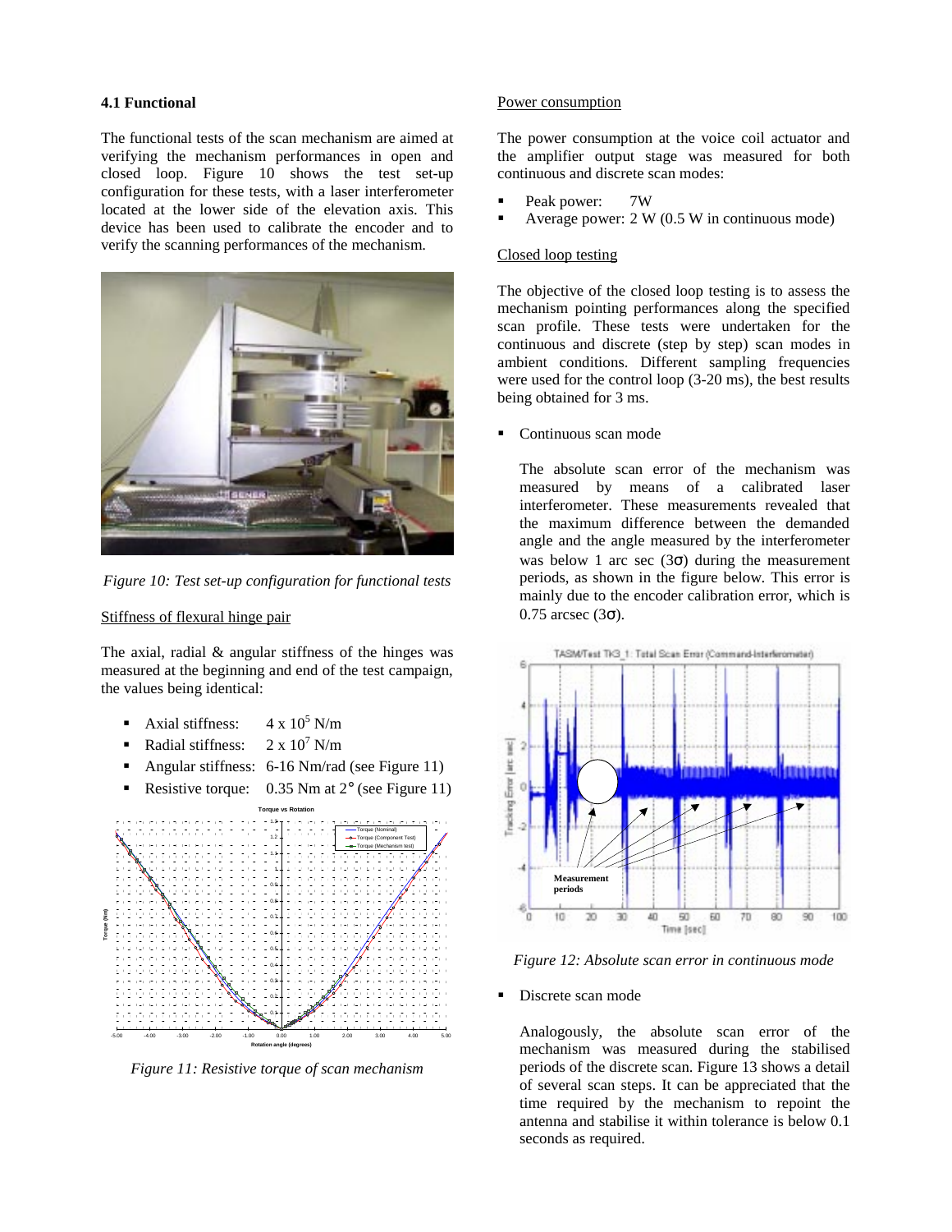### 4.1 Functional

The functional tests of the scan mechanism are aimed at verifying the mechanism performances in open and closed loop. Figure 10 shows the test set-up configuration for these tests, with a laser interferometer located at the lower side of the elevation axis. This device has been used to calibrate the encoder and to verify the scanning performances of the mechanism.

*Figure 10: Test set-up configuration for functional tests*

Stiffness of flexural hinge pair

The axial, radial & angular stiffness of the hinges was measured at the beginning and end of the test campaign, the values being identical:

- Axial stiffness: $4 \times 10^5$ N/m
- Radial stiffness: $2 \times 10^7$ N/m
- Angular stiffness: 6-16 Nm/rad (see Figure 11)
- Resistive torque: 0.35 Nm at 2° (see Figure 11)

*Figure 11: Resistive torque of scan mechanism*

Power consumption

The power consumption at the voice coil actuator and the amplifier output stage was measured for both continuous and discrete scan modes:

- Peak power: 7W
- Average power: 2 W (0.5 W in continuous mode)

Closed loop testing

The objective of the closed loop testing is to assess the mechanism pointing performances along the specified scan profile. These tests were undertaken for the continuous and discrete (step by step) scan modes in ambient conditions. Different sampling frequencies were used for the control loop (3-20 ms), the best results being obtained for 3 ms.

- Continuous scan mode

  The absolute scan error of the mechanism was measured by means of a calibrated laser interferometer. These measurements revealed that the maximum difference between the demanded angle and the angle measured by the interferometer was below 1 arc sec (3σ) during the measurement periods, as shown in the figure below. This error is mainly due to the encoder calibration error, which is 0.75 arcsec (3σ).

*Figure 12: Absolute scan error in continuous mode*

- Discrete scan mode

  Analogously, the absolute scan error of the mechanism was measured during the stabilised periods of the discrete scan. Figure 13 shows a detail of several scan steps. It can be appreciated that the time required by the mechanism to repoint the antenna and stabilise it within tolerance is below 0.1 seconds as required.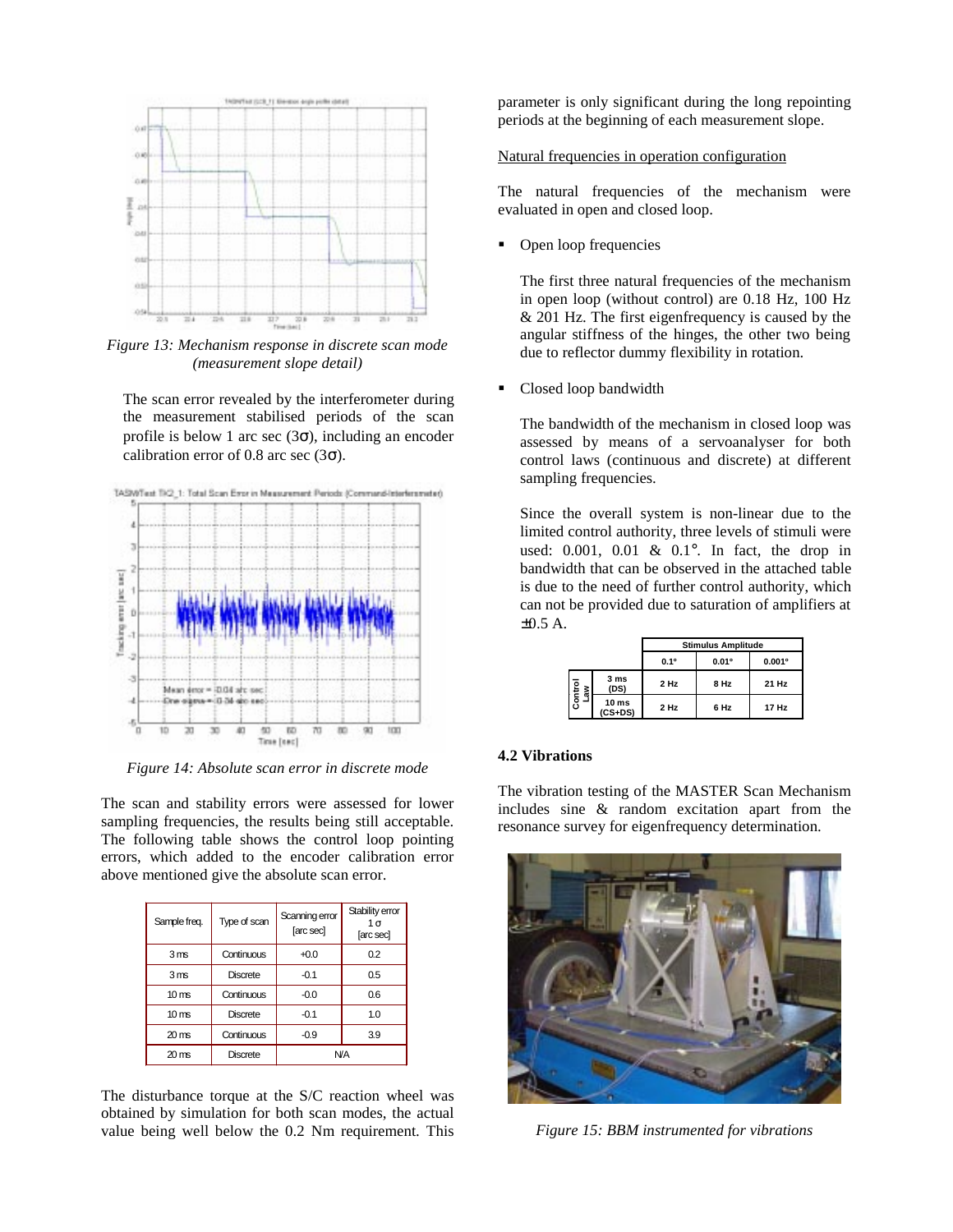*Figure 13: Mechanism response in discrete scan mode (measurement slope detail)*

The scan error revealed by the interferometer during the measurement stabilised periods of the scan profile is below 1 arc sec (3σ), including an encoder calibration error of 0.8 arc sec (3σ).

*Figure 14: Absolute scan error in discrete mode*

The scan and stability errors were assessed for lower sampling frequencies, the results being still acceptable. The following table shows the control loop pointing errors, which added to the encoder calibration error above mentioned give the absolute scan error.

| Sample freq. | Type of scan | Scanning error [arc sec] | Stability error 1 σ [arc sec] |
|---|---|---|---|
| 3 ms | Continuous | +0.0 | 0.2 |
| 3 ms | Discrete | -0.1 | 0.5 |
| 10 ms | Continuous | -0.0 | 0.6 |
| 10 ms | Discrete | -0.1 | 1.0 |
| 20 ms | Continuous | -0.9 | 3.9 |
| 20 ms | Discrete | N/A | |

The disturbance torque at the S/C reaction wheel was obtained by simulation for both scan modes, the actual value being well below the 0.2 Nm requirement. This parameter is only significant during the long repointing periods at the beginning of each measurement slope.

Natural frequencies in operation configuration

The natural frequencies of the mechanism were evaluated in open and closed loop.

- Open loop frequencies

  The first three natural frequencies of the mechanism in open loop (without control) are 0.18 Hz, 100 Hz & 201 Hz. The first eigenfrequency is caused by the angular stiffness of the hinges, the other two being due to reflector dummy flexibility in rotation.

- Closed loop bandwidth

  The bandwidth of the mechanism in closed loop was assessed by means of a servoanalyser for both control laws (continuous and discrete) at different sampling frequencies.

  Since the overall system is non-linear due to the limited control authority, three levels of stimuli were used: 0.001, 0.01 & 0.1°. In fact, the drop in bandwidth that can be observed in the attached table is due to the need of further control authority, which can not be provided due to saturation of amplifiers at ±0.5 A.

| | | Stimulus Amplitude | | |
|---|---|---|---|---|
| | | 0.1° | 0.01° | 0.001° |
| Control Law | 3 ms (DS) | 2 Hz | 8 Hz | 21 Hz |
| | 10 ms (CS+DS) | 2 Hz | 6 Hz | 17 Hz |

### 4.2 Vibrations

The vibration testing of the MASTER Scan Mechanism includes sine & random excitation apart from the resonance survey for eigenfrequency determination.

*Figure 15: BBM instrumented for vibrations*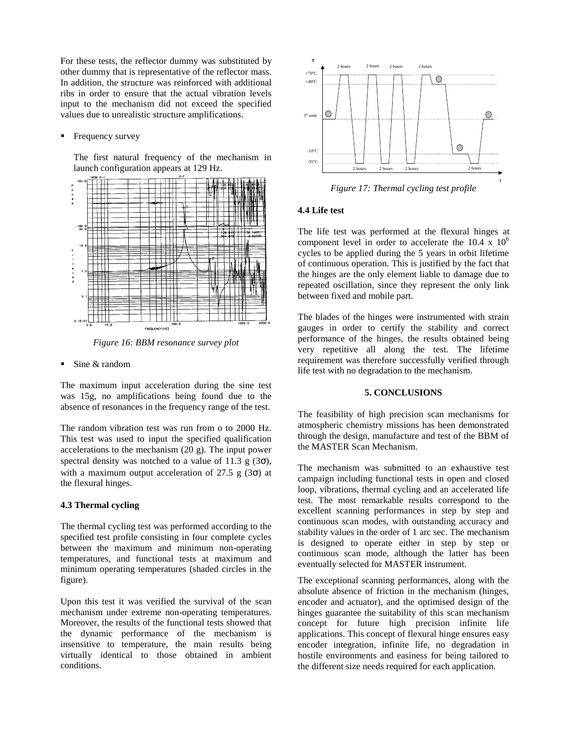For these tests, the reflector dummy was substituted by other dummy that is representative of the reflector mass. In addition, the structure was reinforced with additional ribs in order to ensure that the actual vibration levels input to the mechanism did not exceed the specified values due to unrealistic structure amplifications.

- Frequency survey

The first natural frequency of the mechanism in launch configuration appears at 129 Hz.

*Figure 16: BBM resonance survey plot*

- Sine & random

The maximum input acceleration during the sine test was 15g, no amplifications being found due to the absence of resonances in the frequency range of the test.

The random vibration test was run from o to 2000 Hz. This test was used to input the specified qualification accelerations to the mechanism (20 g). The input power spectral density was notched to a value of 11.3 g (3σ), with a maximum output acceleration of 27.5 g (3σ) at the flexural hinges.

### 4.3 Thermal cycling

The thermal cycling test was performed according to the specified test profile consisting in four complete cycles between the maximum and minimum non-operating temperatures, and functional tests at maximum and minimum operating temperatures (shaded circles in the figure).

Upon this test it was verified the survival of the scan mechanism under extreme non-operating temperatures. Moreover, the results of the functional tests showed that the dynamic performance of the mechanism is insensitive to temperature, the main results being virtually identical to those obtained in ambient conditions.

T
2 hours
2 hours
2 hours
2 hours
+70ºC
+40ºC
Tª amb
-10ºC
-35ºC
2 hours
2 hours
2 hours
2 hours
t

*Figure 17: Thermal cycling test profile*

### 4.4 Life test

The life test was performed at the flexural hinges at component level in order to accelerate the 10.4 x $10^6$ cycles to be applied during the 5 years in orbit lifetime of continuous operation. This is justified by the fact that the hinges are the only element liable to damage due to repeated oscillation, since they represent the only link between fixed and mobile part.

The blades of the hinges were instrumented with strain gauges in order to certify the stability and correct performance of the hinges, the results obtained being very repetitive all along the test. The lifetime requirement was therefore successfully verified through life test with no degradation to the mechanism.

## 5. CONCLUSIONS

The feasibility of high precision scan mechanisms for atmospheric chemistry missions has been demonstrated through the design, manufacture and test of the BBM of the MASTER Scan Mechanism.

The mechanism was submitted to an exhaustive test campaign including functional tests in open and closed loop, vibrations, thermal cycling and an accelerated life test. The most remarkable results correspond to the excellent scanning performances in step by step and continuous scan modes, with outstanding accuracy and stability values in the order of 1 arc sec. The mechanism is designed to operate either in step by step or continuous scan mode, although the latter has been eventually selected for MASTER instrument.

The exceptional scanning performances, along with the absolute absence of friction in the mechanism (hinges, encoder and actuator), and the optimised design of the hinges guarantee the suitability of this scan mechanism concept for future high precision infinite life applications. This concept of flexural hinge ensures easy encoder integration, infinite life, no degradation in hostile environments and easiness for being tailored to the different size needs required for each application.